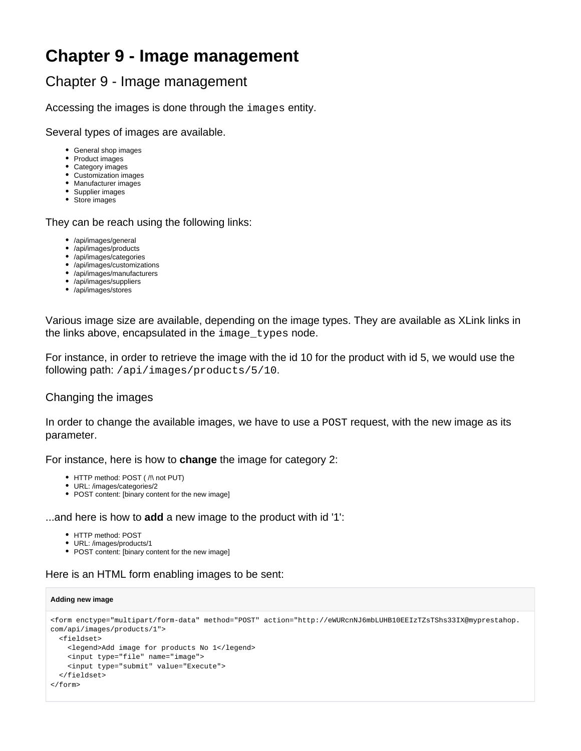# Chapter 9 - Image management

## Chapter 9 - Image management

Accessing the images is done through the `images` entity.

Several types of images are available.

- General shop images
- Product images
- Category images
- Customization images
- Manufacturer images
- Supplier images
- Store images

They can be reach using the following links:

- /api/images/general
- /api/images/products
- /api/images/categories
- /api/images/customizations
- /api/images/manufacturers
- /api/images/suppliers
- /api/images/stores

Various image size are available, depending on the image types. They are available as XLink links in the links above, encapsulated in the `image_types` node.

For instance, in order to retrieve the image with the id 10 for the product with id 5, we would use the following path: `/api/images/products/5/10`.

### Changing the images

In order to change the available images, we have to use a `POST` request, with the new image as its parameter.

For instance, here is how to **change** the image for category 2:

- HTTP method: POST ( /!\ not PUT)
- URL: /images/categories/2
- POST content: [binary content for the new image]

...and here is how to **add** a new image to the product with id '1':

- HTTP method: POST
- URL: /images/products/1
- POST content: [binary content for the new image]

Here is an HTML form enabling images to be sent:

**Adding new image**

```
<form enctype="multipart/form-data" method="POST" action="http://eWURcnNJ6mbLUHB10EEIzTZsTShs33IX@myprestahop.com/api/images/products/1">
  <fieldset>
    <legend>Add image for products No 1</legend>
    <input type="file" name="image">
    <input type="submit" value="Execute">
  </fieldset>
</form>
```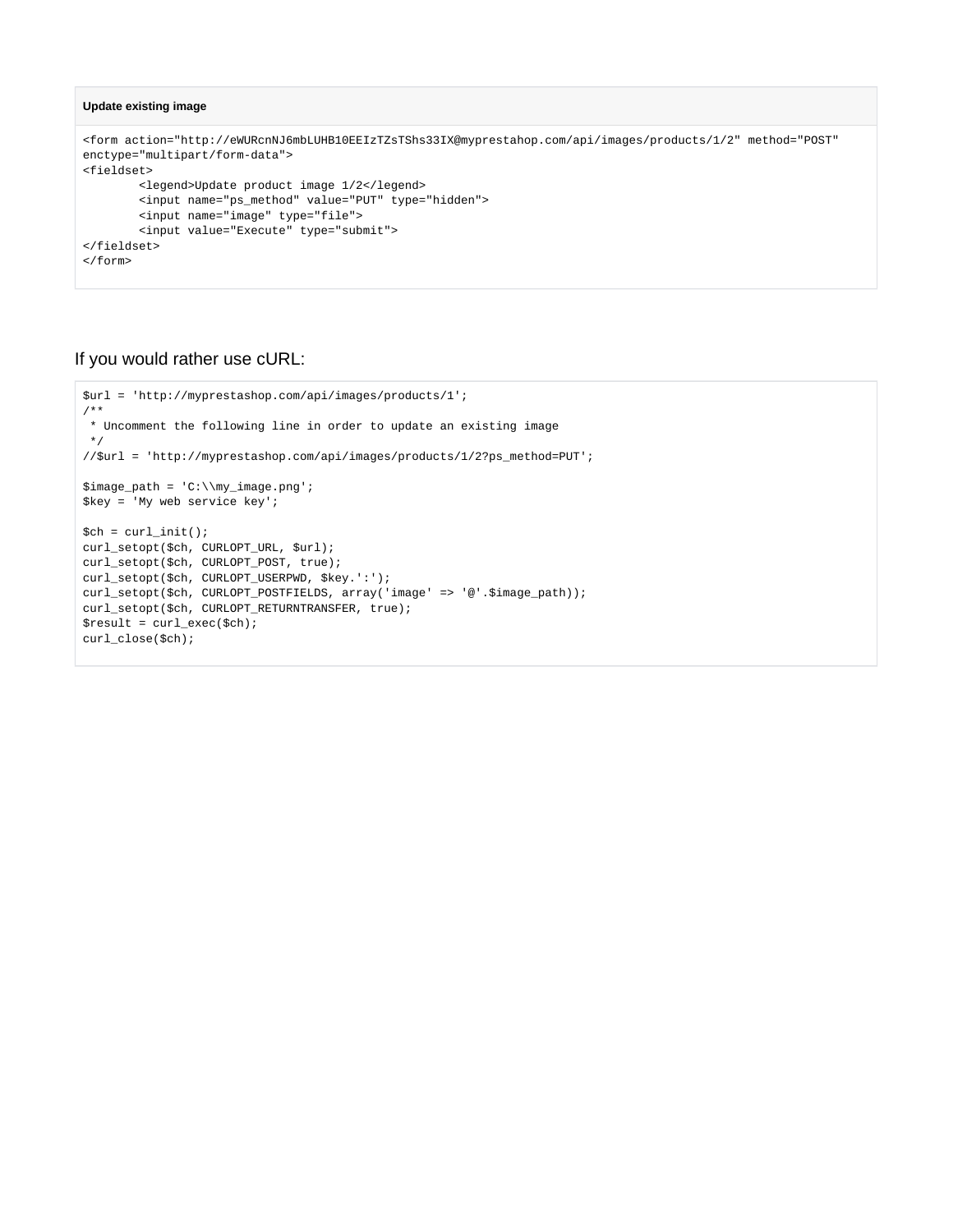**Update existing image**

```
<form action="http://eWURcnNJ6mbLUHB10EEIzTZsTShs33IX@myprestahop.com/api/images/products/1/2" method="POST"
enctype="multipart/form-data">
<fieldset>
        <legend>Update product image 1/2</legend>
        <input name="ps_method" value="PUT" type="hidden">
        <input name="image" type="file">
        <input value="Execute" type="submit">
</fieldset>
</form>
```

If you would rather use cURL:

```
$url = 'http://myprestashop.com/api/images/products/1';
/**
 * Uncomment the following line in order to update an existing image
 */
//$url = 'http://myprestashop.com/api/images/products/1/2?ps_method=PUT';

$image_path = 'C:\\my_image.png';
$key = 'My web service key';

$ch = curl_init();
curl_setopt($ch, CURLOPT_URL, $url);
curl_setopt($ch, CURLOPT_POST, true);
curl_setopt($ch, CURLOPT_USERPWD, $key.':');
curl_setopt($ch, CURLOPT_POSTFIELDS, array('image' => '@'.$image_path));
curl_setopt($ch, CURLOPT_RETURNTRANSFER, true);
$result = curl_exec($ch);
curl_close($ch);
```